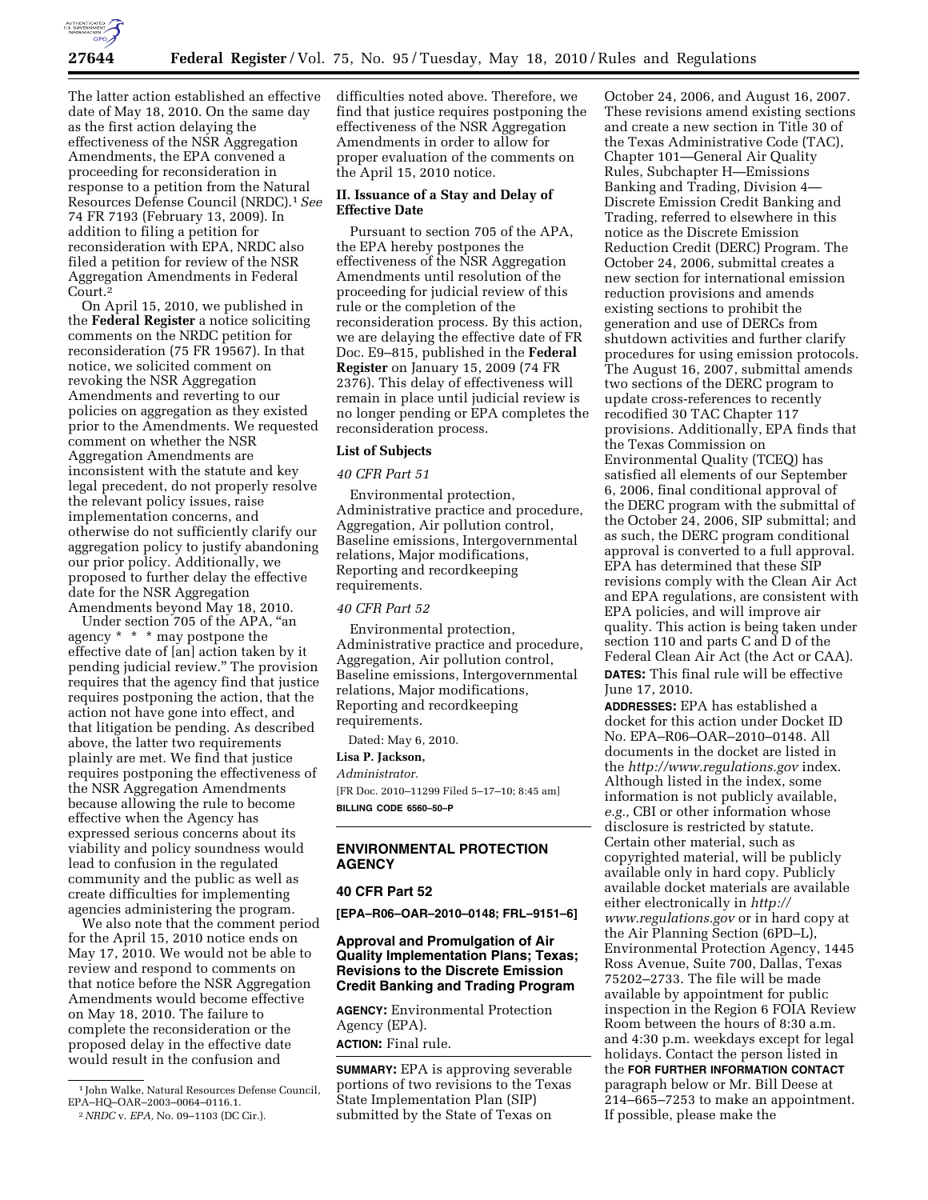The latter action established an effective date of May 18, 2010. On the same day as the first action delaying the effectiveness of the NSR Aggregation Amendments, the EPA convened a proceeding for reconsideration in response to a petition from the Natural Resources Defense Council (NRDC).[1] *See* 74 FR 7193 (February 13, 2009). In addition to filing a petition for reconsideration with EPA, NRDC also filed a petition for review of the NSR Aggregation Amendments in Federal Court.[2]

On April 15, 2010, we published in the **Federal Register** a notice soliciting comments on the NRDC petition for reconsideration (75 FR 19567). In that notice, we solicited comment on revoking the NSR Aggregation Amendments and reverting to our policies on aggregation as they existed prior to the Amendments. We requested comment on whether the NSR Aggregation Amendments are inconsistent with the statute and key legal precedent, do not properly resolve the relevant policy issues, raise implementation concerns, and otherwise do not sufficiently clarify our aggregation policy to justify abandoning our prior policy. Additionally, we proposed to further delay the effective date for the NSR Aggregation Amendments beyond May 18, 2010.

Under section 705 of the APA, "an agency * * * may postpone the effective date of [an] action taken by it pending judicial review." The provision requires that the agency find that justice requires postponing the action, that the action not have gone into effect, and that litigation be pending. As described above, the latter two requirements plainly are met. We find that justice requires postponing the effectiveness of the NSR Aggregation Amendments because allowing the rule to become effective when the Agency has expressed serious concerns about its viability and policy soundness would lead to confusion in the regulated community and the public as well as create difficulties for implementing agencies administering the program.

We also note that the comment period for the April 15, 2010 notice ends on May 17, 2010. We would not be able to review and respond to comments on that notice before the NSR Aggregation Amendments would become effective on May 18, 2010. The failure to complete the reconsideration or the proposed delay in the effective date would result in the confusion and difficulties noted above. Therefore, we find that justice requires postponing the effectiveness of the NSR Aggregation Amendments in order to allow for proper evaluation of the comments on the April 15, 2010 notice.

## II. Issuance of a Stay and Delay of Effective Date

Pursuant to section 705 of the APA, the EPA hereby postpones the effectiveness of the NSR Aggregation Amendments until resolution of the proceeding for judicial review of this rule or the completion of the reconsideration process. By this action, we are delaying the effective date of FR Doc. E9–815, published in the **Federal Register** on January 15, 2009 (74 FR 2376). This delay of effectiveness will remain in place until judicial review is no longer pending or EPA completes the reconsideration process.

### List of Subjects

*40 CFR Part 51*

Environmental protection, Administrative practice and procedure, Aggregation, Air pollution control, Baseline emissions, Intergovernmental relations, Major modifications, Reporting and recordkeeping requirements.

*40 CFR Part 52*

Environmental protection, Administrative practice and procedure, Aggregation, Air pollution control, Baseline emissions, Intergovernmental relations, Major modifications, Reporting and recordkeeping requirements.

Dated: May 6, 2010.

**Lisa P. Jackson,**

*Administrator.*

[FR Doc. 2010–11299 Filed 5–17–10; 8:45 am]

**BILLING CODE 6560–50–P**

[1] John Walke, Natural Resources Defense Council, EPA–HQ–OAR–2003–0064–0116.1.

[2] *NRDC* v. *EPA,* No. 09–1103 (DC Cir.).

---

## ENVIRONMENTAL PROTECTION AGENCY

### 40 CFR Part 52

**[EPA–R06–OAR–2010–0148; FRL–9151–6]**

### Approval and Promulgation of Air Quality Implementation Plans; Texas; Revisions to the Discrete Emission Credit Banking and Trading Program

**AGENCY:** Environmental Protection Agency (EPA).

**ACTION:** Final rule.

**SUMMARY:** EPA is approving severable portions of two revisions to the Texas State Implementation Plan (SIP) submitted by the State of Texas on October 24, 2006, and August 16, 2007. These revisions amend existing sections and create a new section in Title 30 of the Texas Administrative Code (TAC), Chapter 101—General Air Quality Rules, Subchapter H—Emissions Banking and Trading, Division 4—Discrete Emission Credit Banking and Trading, referred to elsewhere in this notice as the Discrete Emission Reduction Credit (DERC) Program. The October 24, 2006, submittal creates a new section for international emission reduction provisions and amends existing sections to prohibit the generation and use of DERCs from shutdown activities and further clarify procedures for using emission protocols. The August 16, 2007, submittal amends two sections of the DERC program to update cross-references to recently recodified 30 TAC Chapter 117 provisions. Additionally, EPA finds that the Texas Commission on Environmental Quality (TCEQ) has satisfied all elements of our September 6, 2006, final conditional approval of the DERC program with the submittal of the October 24, 2006, SIP submittal; and as such, the DERC program conditional approval is converted to a full approval. EPA has determined that these SIP revisions comply with the Clean Air Act and EPA regulations, are consistent with EPA policies, and will improve air quality. This action is being taken under section 110 and parts C and D of the Federal Clean Air Act (the Act or CAA).

**DATES:** This final rule will be effective June 17, 2010.

**ADDRESSES:** EPA has established a docket for this action under Docket ID No. EPA–R06–OAR–2010–0148. All documents in the docket are listed in the *http://www.regulations.gov* index. Although listed in the index, some information is not publicly available, *e.g.,* CBI or other information whose disclosure is restricted by statute. Certain other material, such as copyrighted material, will be publicly available only in hard copy. Publicly available docket materials are available either electronically in *http://www.regulations.gov* or in hard copy at the Air Planning Section (6PD–L), Environmental Protection Agency, 1445 Ross Avenue, Suite 700, Dallas, Texas 75202–2733. The file will be made available by appointment for public inspection in the Region 6 FOIA Review Room between the hours of 8:30 a.m. and 4:30 p.m. weekdays except for legal holidays. Contact the person listed in the **FOR FURTHER INFORMATION CONTACT** paragraph below or Mr. Bill Deese at 214–665–7253 to make an appointment. If possible, please make the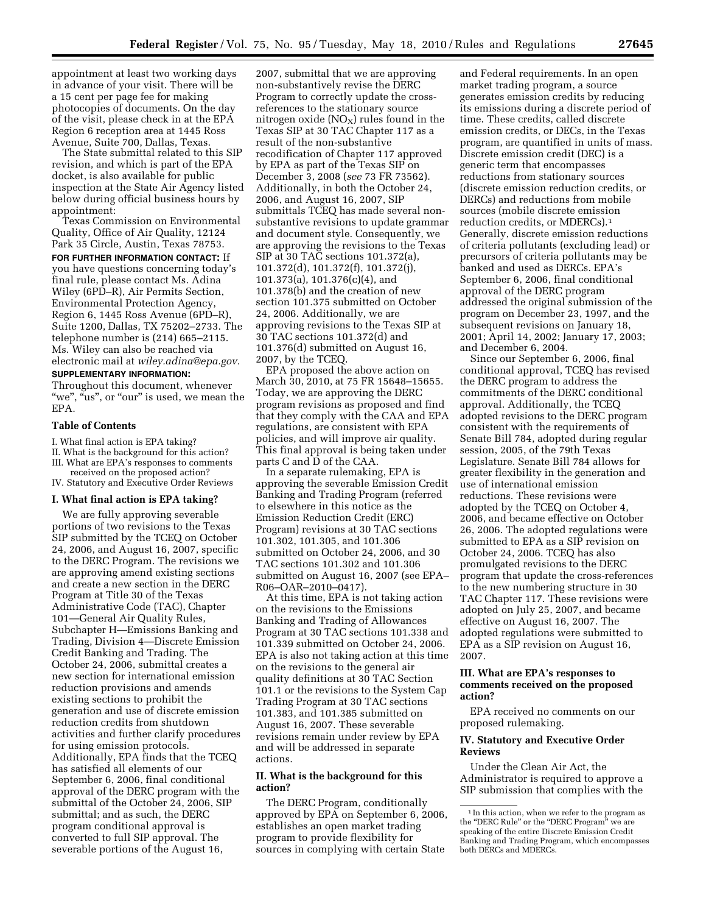appointment at least two working days in advance of your visit. There will be a 15 cent per page fee for making photocopies of documents. On the day of the visit, please check in at the EPA Region 6 reception area at 1445 Ross Avenue, Suite 700, Dallas, Texas.

The State submittal related to this SIP revision, and which is part of the EPA docket, is also available for public inspection at the State Air Agency listed below during official business hours by appointment:

Texas Commission on Environmental Quality, Office of Air Quality, 12124 Park 35 Circle, Austin, Texas 78753.

**FOR FURTHER INFORMATION CONTACT:** If you have questions concerning today's final rule, please contact Ms. Adina Wiley (6PD–R), Air Permits Section, Environmental Protection Agency, Region 6, 1445 Ross Avenue (6PD–R), Suite 1200, Dallas, TX 75202–2733. The telephone number is (214) 665–2115. Ms. Wiley can also be reached via electronic mail at *wiley.adina@epa.gov.*

**SUPPLEMENTARY INFORMATION:** Throughout this document, whenever "we", "us", or "our" is used, we mean the EPA.

**Table of Contents**

I. What final action is EPA taking?
II. What is the background for this action?
III. What are EPA's responses to comments received on the proposed action?
IV. Statutory and Executive Order Reviews

## I. What final action is EPA taking?

We are fully approving severable portions of two revisions to the Texas SIP submitted by the TCEQ on October 24, 2006, and August 16, 2007, specific to the DERC Program. The revisions we are approving amend existing sections and create a new section in the DERC Program at Title 30 of the Texas Administrative Code (TAC), Chapter 101—General Air Quality Rules, Subchapter H—Emissions Banking and Trading, Division 4—Discrete Emission Credit Banking and Trading. The October 24, 2006, submittal creates a new section for international emission reduction provisions and amends existing sections to prohibit the generation and use of discrete emission reduction credits from shutdown activities and further clarify procedures for using emission protocols. Additionally, EPA finds that the TCEQ has satisfied all elements of our September 6, 2006, final conditional approval of the DERC program with the submittal of the October 24, 2006, SIP submittal; and as such, the DERC program conditional approval is converted to full SIP approval. The severable portions of the August 16, 2007, submittal that we are approving non-substantively revise the DERC Program to correctly update the cross-references to the stationary source nitrogen oxide ($NO_X$) rules found in the Texas SIP at 30 TAC Chapter 117 as a result of the non-substantive recodification of Chapter 117 approved by EPA as part of the Texas SIP on December 3, 2008 (*see* 73 FR 73562). Additionally, in both the October 24, 2006, and August 16, 2007, SIP submittals TCEQ has made several non-substantive revisions to update grammar and document style. Consequently, we are approving the revisions to the Texas SIP at 30 TAC sections 101.372(a), 101.372(d), 101.372(f), 101.372(j), 101.373(a), 101.376(c)(4), and 101.378(b) and the creation of new section 101.375 submitted on October 24, 2006. Additionally, we are approving revisions to the Texas SIP at 30 TAC sections 101.372(d) and 101.376(d) submitted on August 16, 2007, by the TCEQ.

EPA proposed the above action on March 30, 2010, at 75 FR 15648–15655. Today, we are approving the DERC program revisions as proposed and find that they comply with the CAA and EPA regulations, are consistent with EPA policies, and will improve air quality. This final approval is being taken under parts C and D of the CAA.

In a separate rulemaking, EPA is approving the severable Emission Credit Banking and Trading Program (referred to elsewhere in this notice as the Emission Reduction Credit (ERC) Program) revisions at 30 TAC sections 101.302, 101.305, and 101.306 submitted on October 24, 2006, and 30 TAC sections 101.302 and 101.306 submitted on August 16, 2007 (see EPA–R06–OAR–2010–0417).

At this time, EPA is not taking action on the revisions to the Emissions Banking and Trading of Allowances Program at 30 TAC sections 101.338 and 101.339 submitted on October 24, 2006. EPA is also not taking action at this time on the revisions to the general air quality definitions at 30 TAC Section 101.1 or the revisions to the System Cap Trading Program at 30 TAC sections 101.383, and 101.385 submitted on August 16, 2007. These severable revisions remain under review by EPA and will be addressed in separate actions.

## II. What is the background for this action?

The DERC Program, conditionally approved by EPA on September 6, 2006, establishes an open market trading program to provide flexibility for sources in complying with certain State and Federal requirements. In an open market trading program, a source generates emission credits by reducing its emissions during a discrete period of time. These credits, called discrete emission credits, or DECs, in the Texas program, are quantified in units of mass. Discrete emission credit (DEC) is a generic term that encompasses reductions from stationary sources (discrete emission reduction credits, or DERCs) and reductions from mobile sources (mobile discrete emission reduction credits, or MDERCs).[1] Generally, discrete emission reductions of criteria pollutants (excluding lead) or precursors of criteria pollutants may be banked and used as DERCs. EPA's September 6, 2006, final conditional approval of the DERC program addressed the original submission of the program on December 23, 1997, and the subsequent revisions on January 18, 2001; April 14, 2002; January 17, 2003; and December 6, 2004.

Since our September 6, 2006, final conditional approval, TCEQ has revised the DERC program to address the commitments of the DERC conditional approval. Additionally, the TCEQ adopted revisions to the DERC program consistent with the requirements of Senate Bill 784, adopted during regular session, 2005, of the 79th Texas Legislature. Senate Bill 784 allows for greater flexibility in the generation and use of international emission reductions. These revisions were adopted by the TCEQ on October 4, 2006, and became effective on October 26, 2006. The adopted regulations were submitted to EPA as a SIP revision on October 24, 2006. TCEQ has also promulgated revisions to the DERC program that update the cross-references to the new numbering structure in 30 TAC Chapter 117. These revisions were adopted on July 25, 2007, and became effective on August 16, 2007. The adopted regulations were submitted to EPA as a SIP revision on August 16, 2007.

## III. What are EPA's responses to comments received on the proposed action?

EPA received no comments on our proposed rulemaking.

## IV. Statutory and Executive Order Reviews

Under the Clean Air Act, the Administrator is required to approve a SIP submission that complies with the

---

[1] In this action, when we refer to the program as the "DERC Rule" or the "DERC Program" we are speaking of the entire Discrete Emission Credit Banking and Trading Program, which encompasses both DERCs and MDERCs.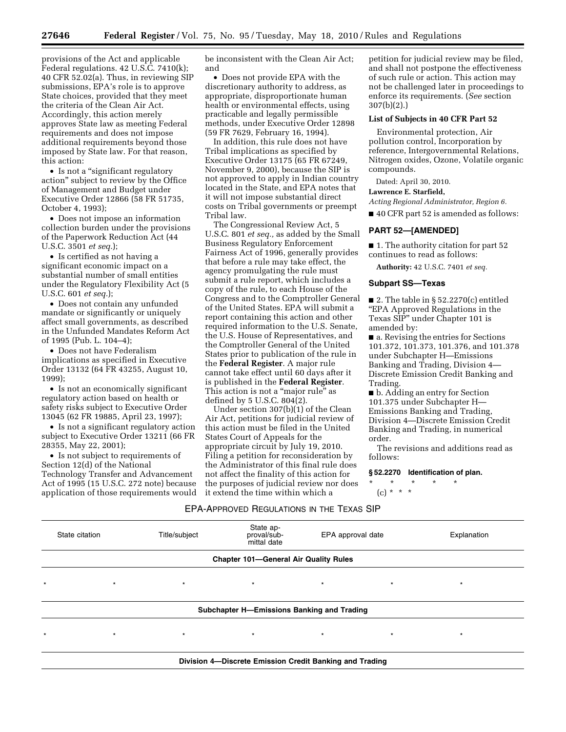provisions of the Act and applicable Federal regulations. 42 U.S.C. 7410(k); 40 CFR 52.02(a). Thus, in reviewing SIP submissions, EPA's role is to approve State choices, provided that they meet the criteria of the Clean Air Act. Accordingly, this action merely approves State law as meeting Federal requirements and does not impose additional requirements beyond those imposed by State law. For that reason, this action:

- Is not a "significant regulatory action" subject to review by the Office of Management and Budget under Executive Order 12866 (58 FR 51735, October 4, 1993);
- Does not impose an information collection burden under the provisions of the Paperwork Reduction Act (44 U.S.C. 3501 *et seq.*);
- Is certified as not having a significant economic impact on a substantial number of small entities under the Regulatory Flexibility Act (5 U.S.C. 601 *et seq.*);
- Does not contain any unfunded mandate or significantly or uniquely affect small governments, as described in the Unfunded Mandates Reform Act of 1995 (Pub. L. 104–4);
- Does not have Federalism implications as specified in Executive Order 13132 (64 FR 43255, August 10, 1999);
- Is not an economically significant regulatory action based on health or safety risks subject to Executive Order 13045 (62 FR 19885, April 23, 1997);
- Is not a significant regulatory action subject to Executive Order 13211 (66 FR 28355, May 22, 2001);
- Is not subject to requirements of Section 12(d) of the National Technology Transfer and Advancement Act of 1995 (15 U.S.C. 272 note) because application of those requirements would be inconsistent with the Clean Air Act; and
- Does not provide EPA with the discretionary authority to address, as appropriate, disproportionate human health or environmental effects, using practicable and legally permissible methods, under Executive Order 12898 (59 FR 7629, February 16, 1994).

In addition, this rule does not have Tribal implications as specified by Executive Order 13175 (65 FR 67249, November 9, 2000), because the SIP is not approved to apply in Indian country located in the State, and EPA notes that it will not impose substantial direct costs on Tribal governments or preempt Tribal law.

The Congressional Review Act, 5 U.S.C. 801 *et seq.*, as added by the Small Business Regulatory Enforcement Fairness Act of 1996, generally provides that before a rule may take effect, the agency promulgating the rule must submit a rule report, which includes a copy of the rule, to each House of the Congress and to the Comptroller General of the United States. EPA will submit a report containing this action and other required information to the U.S. Senate, the U.S. House of Representatives, and the Comptroller General of the United States prior to publication of the rule in the **Federal Register**. A major rule cannot take effect until 60 days after it is published in the **Federal Register**. This action is not a "major rule" as defined by 5 U.S.C. 804(2).

Under section 307(b)(1) of the Clean Air Act, petitions for judicial review of this action must be filed in the United States Court of Appeals for the appropriate circuit by July 19, 2010. Filing a petition for reconsideration by the Administrator of this final rule does not affect the finality of this action for the purposes of judicial review nor does it extend the time within which a petition for judicial review may be filed, and shall not postpone the effectiveness of such rule or action. This action may not be challenged later in proceedings to enforce its requirements. (*See* section 307(b)(2).)

### List of Subjects in 40 CFR Part 52

Environmental protection, Air pollution control, Incorporation by reference, Intergovernmental Relations, Nitrogen oxides, Ozone, Volatile organic compounds.

Dated: April 30, 2010.

**Lawrence E. Starfield,**

*Acting Regional Administrator, Region 6.*

■ 40 CFR part 52 is amended as follows:

## PART 52—[AMENDED]

■ 1. The authority citation for part 52 continues to read as follows:

**Authority:** 42 U.S.C. 7401 *et seq.*

### Subpart SS—Texas

■ 2. The table in § 52.2270(c) entitled "EPA Approved Regulations in the Texas SIP" under Chapter 101 is amended by:

■ a. Revising the entries for Sections 101.372, 101.373, 101.376, and 101.378 under Subchapter H—Emissions Banking and Trading, Division 4—Discrete Emission Credit Banking and Trading.

■ b. Adding an entry for Section 101.375 under Subchapter H—Emissions Banking and Trading, Division 4—Discrete Emission Credit Banking and Trading, in numerical order.

The revisions and additions read as follows:

**§ 52.2270 Identification of plan.**

\* \* \* \* \*

(c) \* \* \*

EPA-APPROVED REGULATIONS IN THE TEXAS SIP

| State citation | Title/subject | State approval/submittal date | EPA approval date | Explanation |
|---|---|---|---|---|
| **Chapter 101—General Air Quality Rules** | | | | |
| * * * | * | * | * | * * |
| **Subchapter H—Emissions Banking and Trading** | | | | |
| * * * | * | * | * | * * |
| **Division 4—Discrete Emission Credit Banking and Trading** | | | | |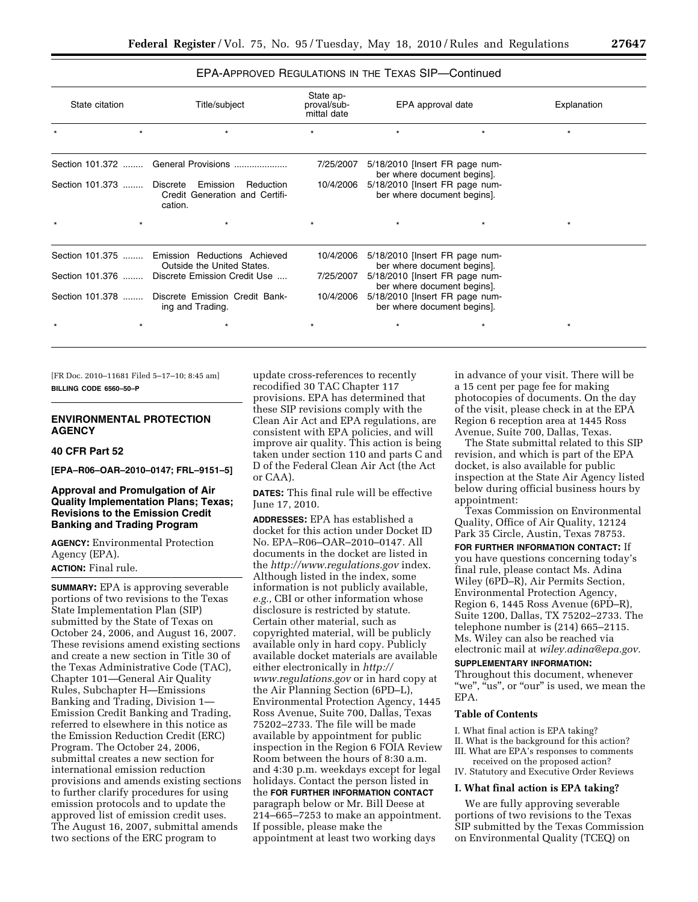EPA-APPROVED REGULATIONS IN THE TEXAS SIP—Continued

| State citation | Title/subject | State approval/submittal date | EPA approval date | Explanation |
|---|---|---|---|---|
| * * | * | * | * * | * |
| Section 101.372 | General Provisions | 7/25/2007 | 5/18/2010 [Insert FR page number where document begins]. | |
| Section 101.373 | Discrete Emission Reduction Credit Generation and Certification. | 10/4/2006 | 5/18/2010 [Insert FR page number where document begins]. | |
| * * | * | * | * * | * |
| Section 101.375 | Emission Reductions Achieved Outside the United States. | 10/4/2006 | 5/18/2010 [Insert FR page number where document begins]. | |
| Section 101.376 | Discrete Emission Credit Use | 7/25/2007 | 5/18/2010 [Insert FR page number where document begins]. | |
| Section 101.378 | Discrete Emission Credit Banking and Trading. | 10/4/2006 | 5/18/2010 [Insert FR page number where document begins]. | |
| * * | * | * | * * | * |

[FR Doc. 2010–11681 Filed 5–17–10; 8:45 am]

**BILLING CODE 6560–50–P**

---

## ENVIRONMENTAL PROTECTION AGENCY

### 40 CFR Part 52

**[EPA–R06–OAR–2010–0147; FRL–9151–5]**

### Approval and Promulgation of Air Quality Implementation Plans; Texas; Revisions to the Emission Credit Banking and Trading Program

**AGENCY:** Environmental Protection Agency (EPA).

**ACTION:** Final rule.

**SUMMARY:** EPA is approving severable portions of two revisions to the Texas State Implementation Plan (SIP) submitted by the State of Texas on October 24, 2006, and August 16, 2007. These revisions amend existing sections and create a new section in Title 30 of the Texas Administrative Code (TAC), Chapter 101—General Air Quality Rules, Subchapter H—Emissions Banking and Trading, Division 1—Emission Credit Banking and Trading, referred to elsewhere in this notice as the Emission Reduction Credit (ERC) Program. The October 24, 2006, submittal creates a new section for international emission reduction provisions and amends existing sections to further clarify procedures for using emission protocols and to update the approved list of emission credit uses. The August 16, 2007, submittal amends two sections of the ERC program to update cross-references to recently recodified 30 TAC Chapter 117 provisions. EPA has determined that these SIP revisions comply with the Clean Air Act and EPA regulations, are consistent with EPA policies, and will improve air quality. This action is being taken under section 110 and parts C and D of the Federal Clean Air Act (the Act or CAA).

**DATES:** This final rule will be effective June 17, 2010.

**ADDRESSES:** EPA has established a docket for this action under Docket ID No. EPA–R06–OAR–2010–0147. All documents in the docket are listed in the *http://www.regulations.gov* index. Although listed in the index, some information is not publicly available, *e.g.,* CBI or other information whose disclosure is restricted by statute. Certain other material, such as copyrighted material, will be publicly available only in hard copy. Publicly available docket materials are available either electronically in *http://www.regulations.gov* or in hard copy at the Air Planning Section (6PD–L), Environmental Protection Agency, 1445 Ross Avenue, Suite 700, Dallas, Texas 75202–2733. The file will be made available by appointment for public inspection in the Region 6 FOIA Review Room between the hours of 8:30 a.m. and 4:30 p.m. weekdays except for legal holidays. Contact the person listed in the **FOR FURTHER INFORMATION CONTACT** paragraph below or Mr. Bill Deese at 214–665–7253 to make an appointment. If possible, please make the appointment at least two working days in advance of your visit. There will be a 15 cent per page fee for making photocopies of documents. On the day of the visit, please check in at the EPA Region 6 reception area at 1445 Ross Avenue, Suite 700, Dallas, Texas.

The State submittal related to this SIP revision, and which is part of the EPA docket, is also available for public inspection at the State Air Agency listed below during official business hours by appointment:

Texas Commission on Environmental Quality, Office of Air Quality, 12124 Park 35 Circle, Austin, Texas 78753.

**FOR FURTHER INFORMATION CONTACT:** If you have questions concerning today's final rule, please contact Ms. Adina Wiley (6PD–R), Air Permits Section, Environmental Protection Agency, Region 6, 1445 Ross Avenue (6PD–R), Suite 1200, Dallas, TX 75202–2733. The telephone number is (214) 665–2115. Ms. Wiley can also be reached via electronic mail at *wiley.adina@epa.gov.*

**SUPPLEMENTARY INFORMATION:**

Throughout this document, whenever "we", "us", or "our" is used, we mean the EPA.

**Table of Contents**

I. What final action is EPA taking?
II. What is the background for this action?
III. What are EPA's responses to comments received on the proposed action?
IV. Statutory and Executive Order Reviews

### I. What final action is EPA taking?

We are fully approving severable portions of two revisions to the Texas SIP submitted by the Texas Commission on Environmental Quality (TCEQ) on